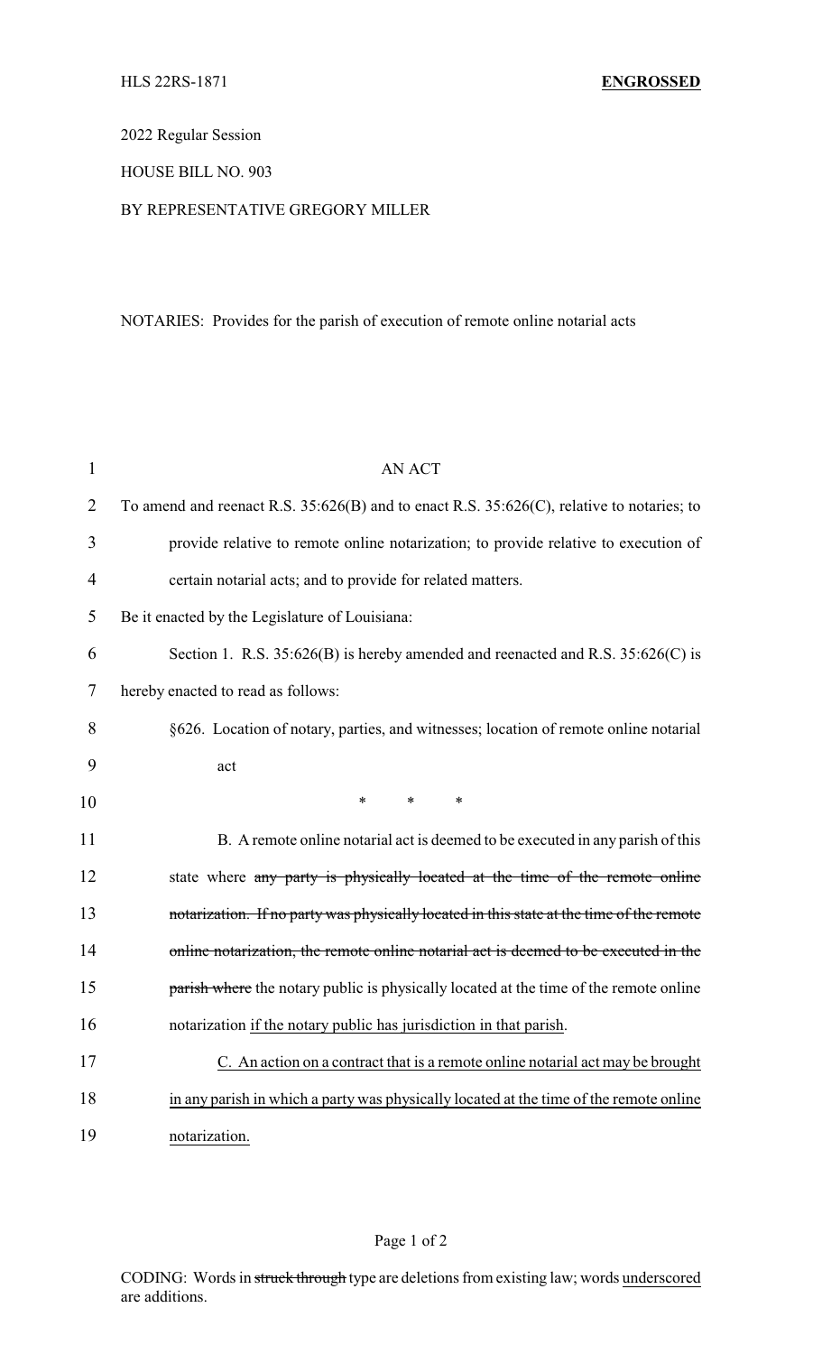HLS 22RS-1871 **ENGROSSED**

2022 Regular Session

HOUSE BILL NO. 903

BY REPRESENTATIVE GREGORY MILLER

NOTARIES: Provides for the parish of execution of remote online notarial acts

AN ACT

To amend and reenact R.S. 35:626(B) and to enact R.S. 35:626(C), relative to notaries; to provide relative to remote online notarization; to provide relative to execution of certain notarial acts; and to provide for related matters.

Be it enacted by the Legislature of Louisiana:

Section 1. R.S. 35:626(B) is hereby amended and reenacted and R.S. 35:626(C) is hereby enacted to read as follows:

§626. Location of notary, parties, and witnesses; location of remote online notarial act

\* \* \*

B. A remote online notarial act is deemed to be executed in any parish of this state where ~~any party is physically located at the time of the remote online notarization. If no party was physically located in this state at the time of the remote online notarization, the remote online notarial act is deemed to be executed in the parish where~~ the notary public is physically located at the time of the remote online notarization <u>if the notary public has jurisdiction in that parish</u>.

<u>C. An action on a contract that is a remote online notarial act may be brought in any parish in which a party was physically located at the time of the remote online notarization.</u>

CODING: Words in ~~struck through~~ type are deletions from existing law; words <u>underscored</u> are additions.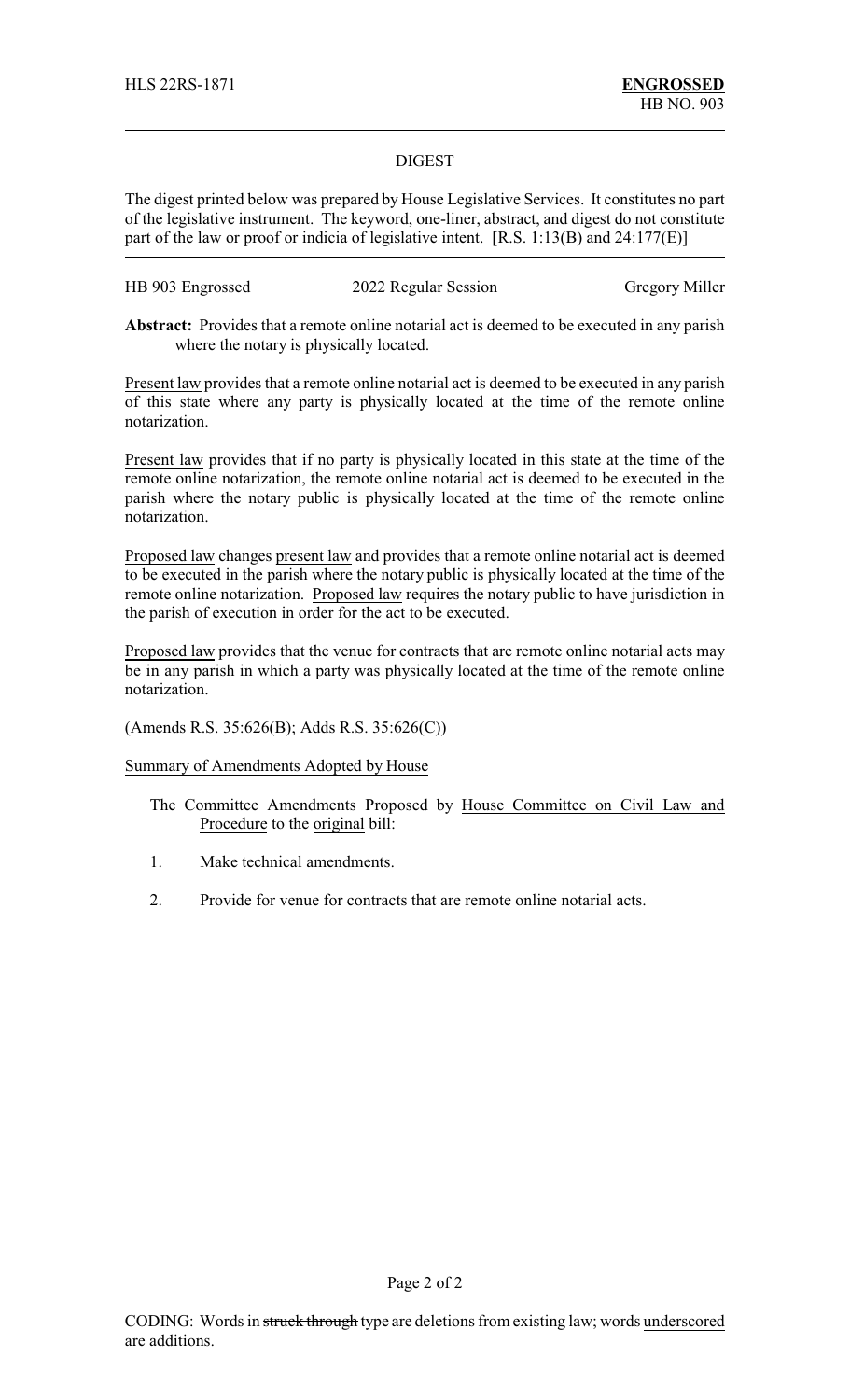HLS 22RS-1871 **ENGROSSED**
HB NO. 903

## DIGEST

The digest printed below was prepared by House Legislative Services. It constitutes no part of the legislative instrument. The keyword, one-liner, abstract, and digest do not constitute part of the law or proof or indicia of legislative intent. [R.S. 1:13(B) and 24:177(E)]

HB 903 Engrossed 2022 Regular Session Gregory Miller

**Abstract:** Provides that a remote online notarial act is deemed to be executed in any parish where the notary is physically located.

Present law provides that a remote online notarial act is deemed to be executed in any parish of this state where any party is physically located at the time of the remote online notarization.

Present law provides that if no party is physically located in this state at the time of the remote online notarization, the remote online notarial act is deemed to be executed in the parish where the notary public is physically located at the time of the remote online notarization.

Proposed law changes present law and provides that a remote online notarial act is deemed to be executed in the parish where the notary public is physically located at the time of the remote online notarization. Proposed law requires the notary public to have jurisdiction in the parish of execution in order for the act to be executed.

Proposed law provides that the venue for contracts that are remote online notarial acts may be in any parish in which a party was physically located at the time of the remote online notarization.

(Amends R.S. 35:626(B); Adds R.S. 35:626(C))

Summary of Amendments Adopted by House

The Committee Amendments Proposed by House Committee on Civil Law and Procedure to the original bill:

1. Make technical amendments.
2. Provide for venue for contracts that are remote online notarial acts.

CODING: Words in ~~struck through~~ type are deletions from existing law; words underscored are additions.